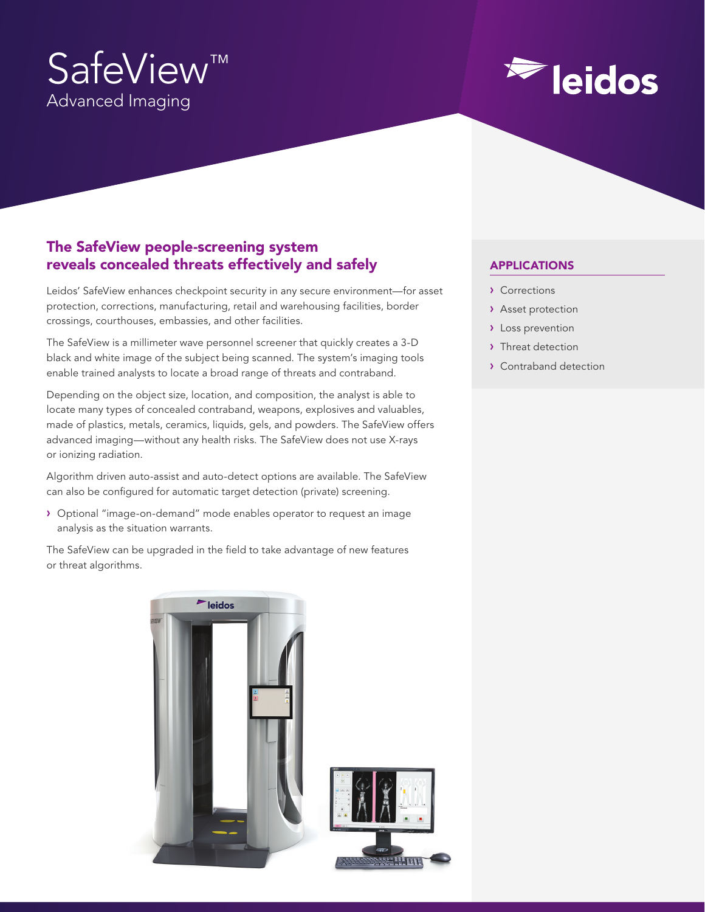# SafeView™

Advanced Imaging

## The SafeView people-screening system reveals concealed threats effectively and safely

Leidos' SafeView enhances checkpoint security in any secure environment—for asset protection, corrections, manufacturing, retail and warehousing facilities, border crossings, courthouses, embassies, and other facilities.

The SafeView is a millimeter wave personnel screener that quickly creates a 3-D black and white image of the subject being scanned. The system's imaging tools enable trained analysts to locate a broad range of threats and contraband.

Depending on the object size, location, and composition, the analyst is able to locate many types of concealed contraband, weapons, explosives and valuables, made of plastics, metals, ceramics, liquids, gels, and powders. The SafeView offers advanced imaging—without any health risks. The SafeView does not use X-rays or ionizing radiation.

Algorithm driven auto-assist and auto-detect options are available. The SafeView can also be configured for automatic target detection (private) screening.

- Optional "image-on-demand" mode enables operator to request an image analysis as the situation warrants.

The SafeView can be upgraded in the field to take advantage of new features or threat algorithms.

### APPLICATIONS

- Corrections
- Asset protection
- Loss prevention
- Threat detection
- Contraband detection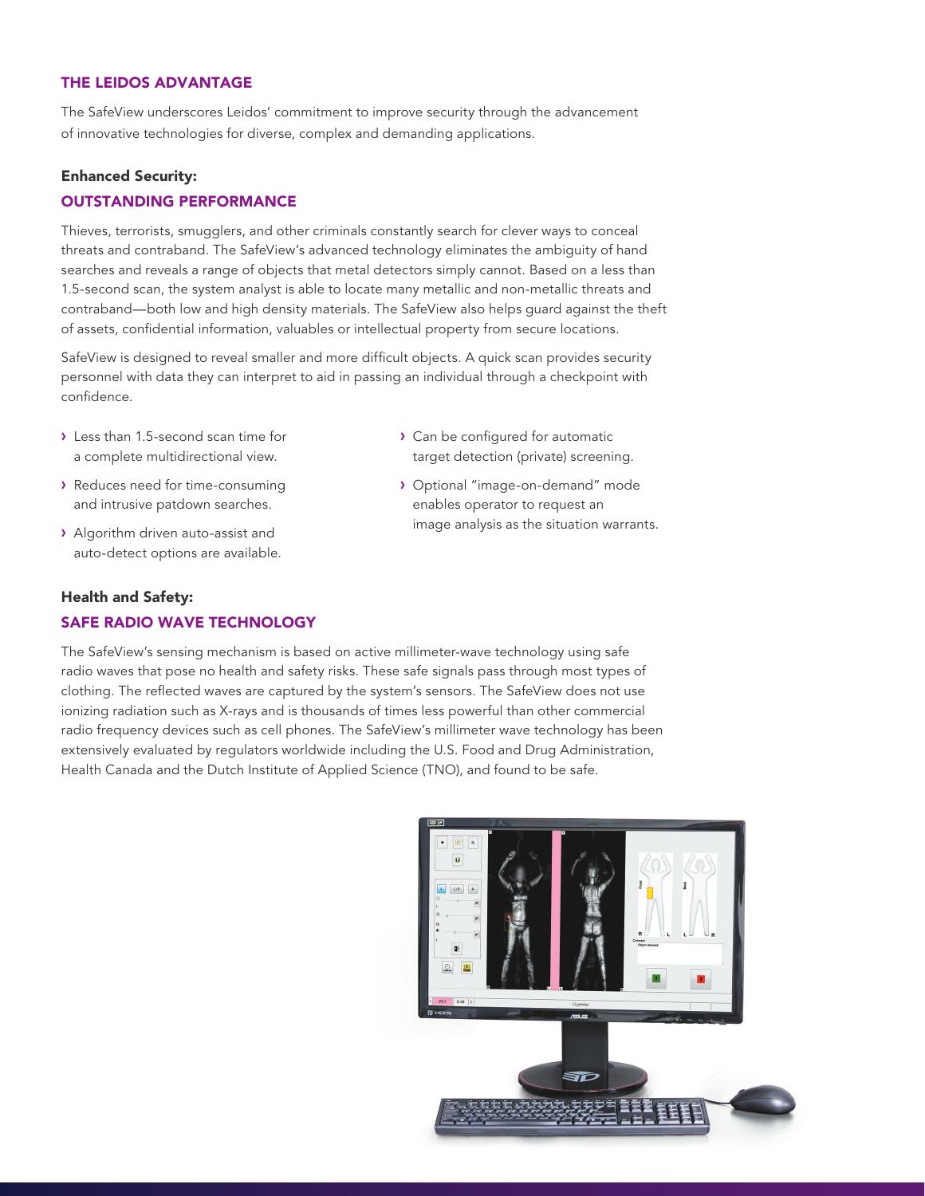## THE LEIDOS ADVANTAGE

The SafeView underscores Leidos' commitment to improve security through the advancement of innovative technologies for diverse, complex and demanding applications.

### Enhanced Security:

### OUTSTANDING PERFORMANCE

Thieves, terrorists, smugglers, and other criminals constantly search for clever ways to conceal threats and contraband. The SafeView's advanced technology eliminates the ambiguity of hand searches and reveals a range of objects that metal detectors simply cannot. Based on a less than 1.5-second scan, the system analyst is able to locate many metallic and non-metallic threats and contraband—both low and high density materials. The SafeView also helps guard against the theft of assets, confidential information, valuables or intellectual property from secure locations.

SafeView is designed to reveal smaller and more difficult objects. A quick scan provides security personnel with data they can interpret to aid in passing an individual through a checkpoint with confidence.

- Less than 1.5-second scan time for a complete multidirectional view.
- Reduces need for time-consuming and intrusive patdown searches.
- Algorithm driven auto-assist and auto-detect options are available.
- Can be configured for automatic target detection (private) screening.
- Optional "image-on-demand" mode enables operator to request an image analysis as the situation warrants.

### Health and Safety:

### SAFE RADIO WAVE TECHNOLOGY

The SafeView's sensing mechanism is based on active millimeter-wave technology using safe radio waves that pose no health and safety risks. These safe signals pass through most types of clothing. The reflected waves are captured by the system's sensors. The SafeView does not use ionizing radiation such as X-rays and is thousands of times less powerful than other commercial radio frequency devices such as cell phones. The SafeView's millimeter wave technology has been extensively evaluated by regulators worldwide including the U.S. Food and Drug Administration, Health Canada and the Dutch Institute of Applied Science (TNO), and found to be safe.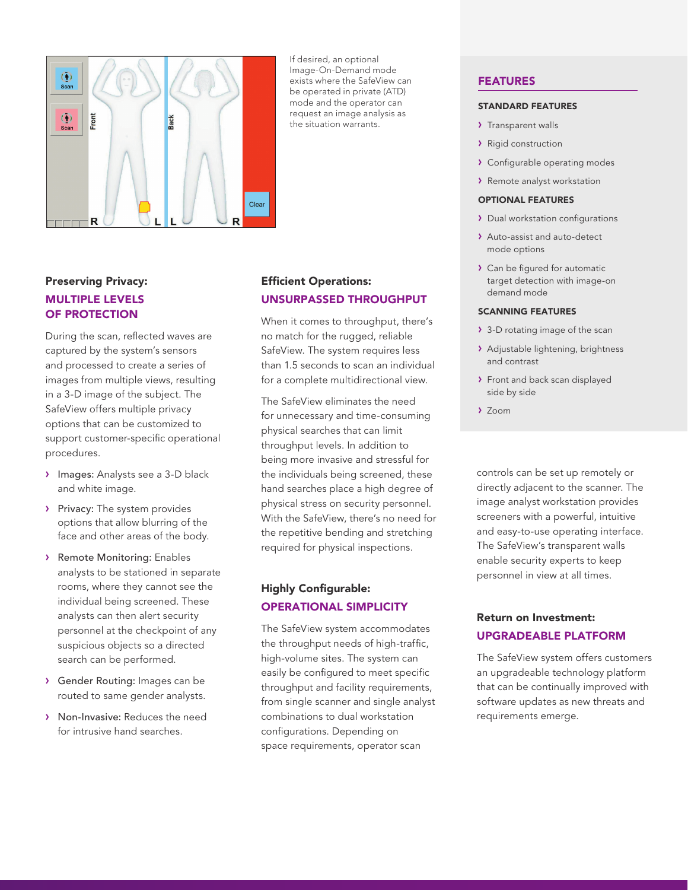If desired, an optional Image-On-Demand mode exists where the SafeView can be operated in private (ATD) mode and the operator can request an image analysis as the situation warrants.

## Preserving Privacy: MULTIPLE LEVELS OF PROTECTION

During the scan, reflected waves are captured by the system's sensors and processed to create a series of images from multiple views, resulting in a 3-D image of the subject. The SafeView offers multiple privacy options that can be customized to support customer-specific operational procedures.

- Images: Analysts see a 3-D black and white image.
- Privacy: The system provides options that allow blurring of the face and other areas of the body.
- Remote Monitoring: Enables analysts to be stationed in separate rooms, where they cannot see the individual being screened. These analysts can then alert security personnel at the checkpoint of any suspicious objects so a directed search can be performed.
- Gender Routing: Images can be routed to same gender analysts.
- Non-Invasive: Reduces the need for intrusive hand searches.

## Efficient Operations: UNSURPASSED THROUGHPUT

When it comes to throughput, there's no match for the rugged, reliable SafeView. The system requires less than 1.5 seconds to scan an individual for a complete multidirectional view.

The SafeView eliminates the need for unnecessary and time-consuming physical searches that can limit throughput levels. In addition to being more invasive and stressful for the individuals being screened, these hand searches place a high degree of physical stress on security personnel. With the SafeView, there's no need for the repetitive bending and stretching required for physical inspections.

## Highly Configurable: OPERATIONAL SIMPLICITY

The SafeView system accommodates the throughput needs of high-traffic, high-volume sites. The system can easily be configured to meet specific throughput and facility requirements, from single scanner and single analyst combinations to dual workstation configurations. Depending on space requirements, operator scan controls can be set up remotely or directly adjacent to the scanner. The image analyst workstation provides screeners with a powerful, intuitive and easy-to-use operating interface. The SafeView's transparent walls enable security experts to keep personnel in view at all times.

## Return on Investment: UPGRADEABLE PLATFORM

The SafeView system offers customers an upgradeable technology platform that can be continually improved with software updates as new threats and requirements emerge.

## FEATURES

### STANDARD FEATURES

- Transparent walls
- Rigid construction
- Configurable operating modes
- Remote analyst workstation

### OPTIONAL FEATURES

- Dual workstation configurations
- Auto-assist and auto-detect mode options
- Can be figured for automatic target detection with image-on demand mode

### SCANNING FEATURES

- 3-D rotating image of the scan
- Adjustable lightening, brightness and contrast
- Front and back scan displayed side by side
- Zoom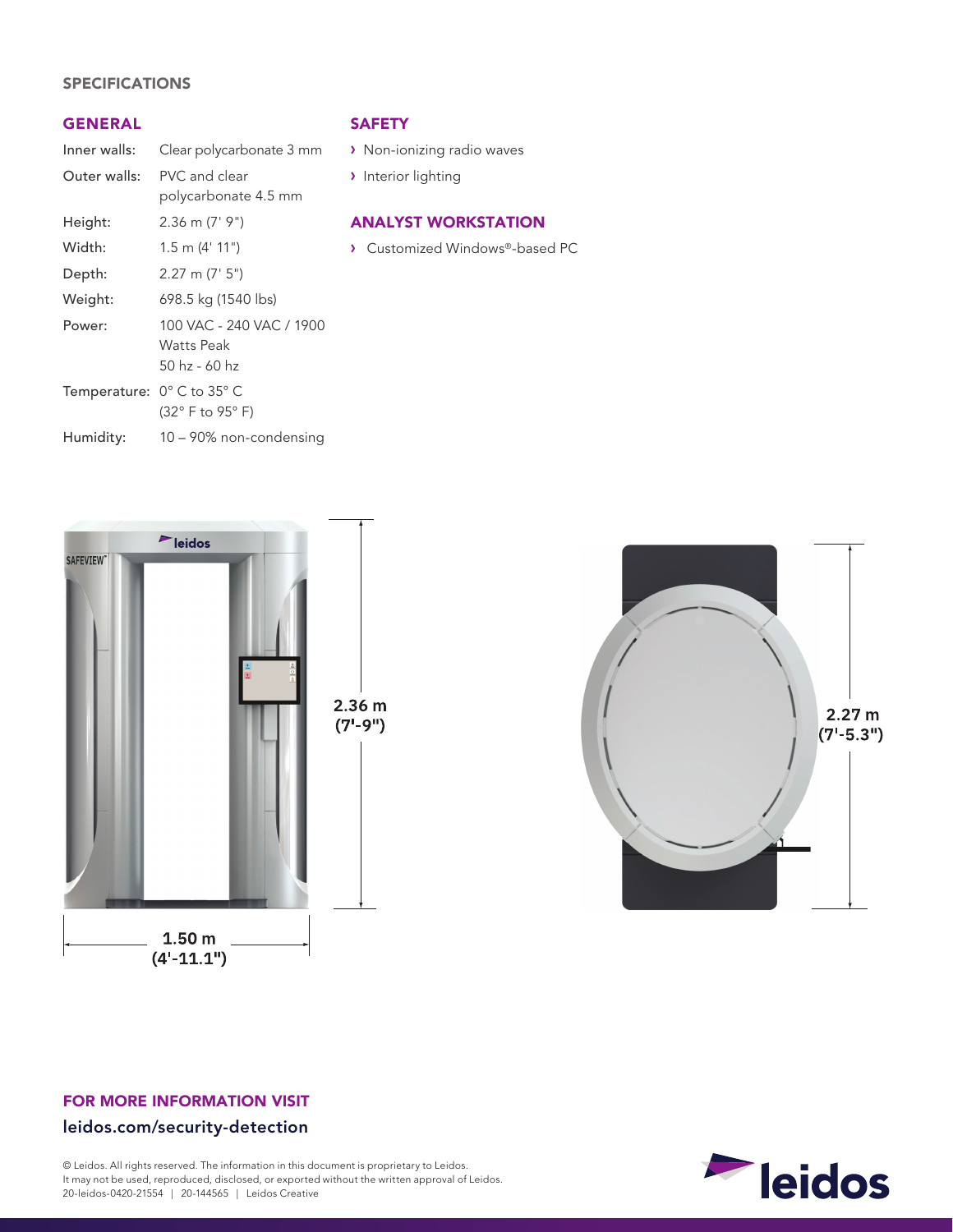## SPECIFICATIONS

### GENERAL

| | |
|---|---|
| Inner walls: | Clear polycarbonate 3 mm |
| Outer walls: | PVC and clear polycarbonate 4.5 mm |
| Height: | 2.36 m (7' 9") |
| Width: | 1.5 m (4' 11") |
| Depth: | 2.27 m (7' 5") |
| Weight: | 698.5 kg (1540 lbs) |
| Power: | 100 VAC - 240 VAC / 1900 Watts Peak 50 hz - 60 hz |
| Temperature: | 0° C to 35° C (32° F to 95° F) |
| Humidity: | 10 – 90% non-condensing |

### SAFETY

- Non-ionizing radio waves
- Interior lighting

### ANALYST WORKSTATION

- Customized Windows®-based PC

SAFEVIEW

leidos

2.36 m
(7'-9")

1.50 m
(4'-11.1")

2.27 m
(7'-5.3")

**FOR MORE INFORMATION VISIT**

**leidos.com/security-detection**

© Leidos. All rights reserved. The information in this document is proprietary to Leidos. It may not be used, reproduced, disclosed, or exported without the written approval of Leidos.
20-leidos-0420-21554 | 20-144565 | Leidos Creative

leidos